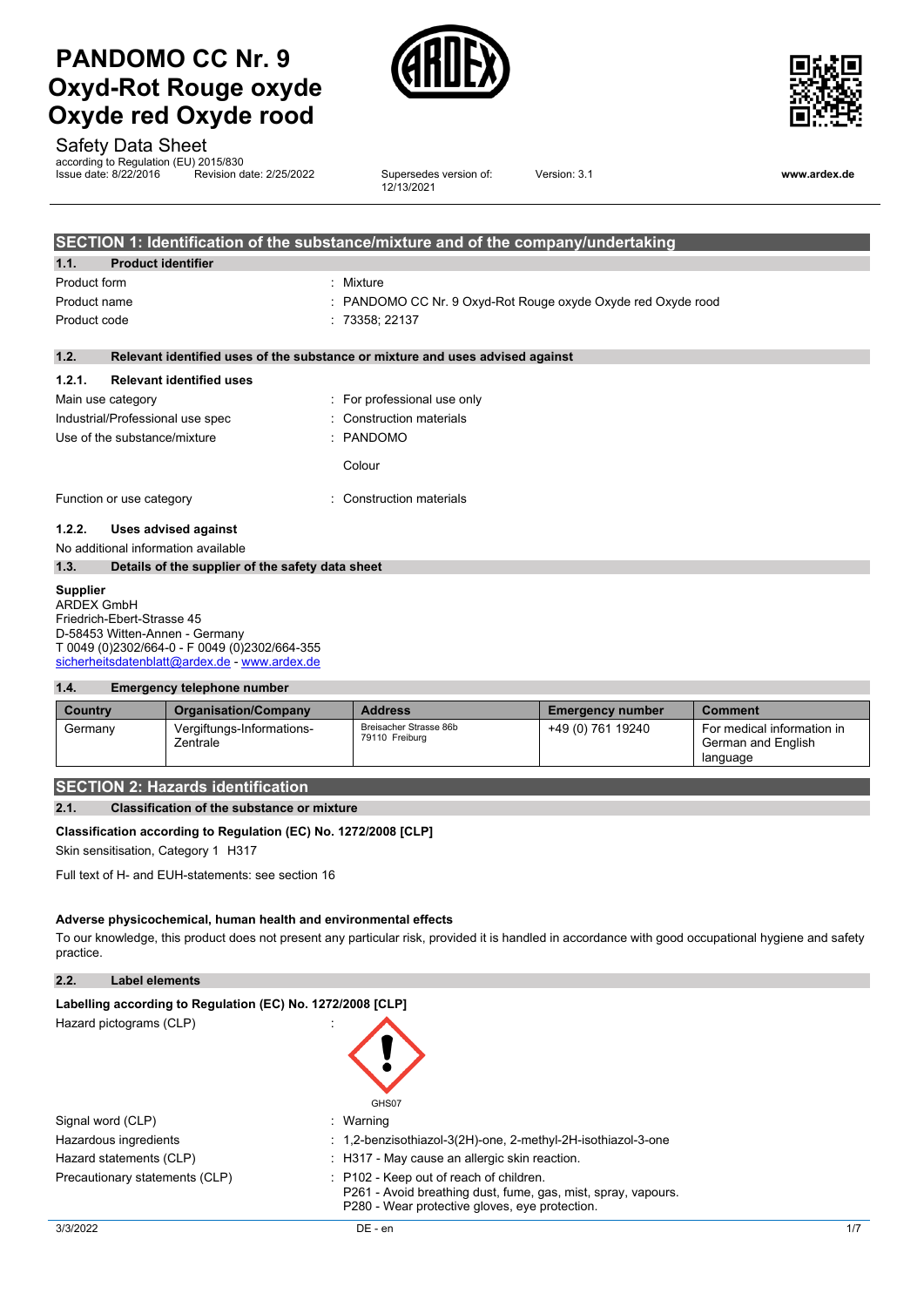# PANDOMO CC Nr. 9 Oxyd-Rot Rouge oxyde Oxyde red Oxyde rood

Safety Data Sheet

according to Regulation (EU) 2015/830

Issue date: 8/22/2016 Revision date: 2/25/2022 Supersedes version of: 12/13/2021 Version: 3.1 www.ardex.de

## SECTION 1: Identification of the substance/mixture and of the company/undertaking

### 1.1. Product identifier

Product form : Mixture

Product name : PANDOMO CC Nr. 9 Oxyd-Rot Rouge oxyde Oxyde red Oxyde rood

Product code : 73358; 22137

### 1.2. Relevant identified uses of the substance or mixture and uses advised against

#### 1.2.1. Relevant identified uses

Main use category : For professional use only

Industrial/Professional use spec : Construction materials

Use of the substance/mixture : PANDOMO

Colour

Function or use category : Construction materials

#### 1.2.2. Uses advised against

No additional information available

### 1.3. Details of the supplier of the safety data sheet

**Supplier**

ARDEX GmbH
Friedrich-Ebert-Strasse 45
D-58453 Witten-Annen - Germany
T 0049 (0)2302/664-0 - F 0049 (0)2302/664-355
sicherheitsdatenblatt@ardex.de - www.ardex.de

### 1.4. Emergency telephone number

| Country | Organisation/Company | Address | Emergency number | Comment |
|---|---|---|---|---|
| Germany | Vergiftungs-Informations-Zentrale | Breisacher Strasse 86b 79110 Freiburg | +49 (0) 761 19240 | For medical information in German and English language |

## SECTION 2: Hazards identification

### 2.1. Classification of the substance or mixture

**Classification according to Regulation (EC) No. 1272/2008 [CLP]**

Skin sensitisation, Category 1 H317

Full text of H- and EUH-statements: see section 16

**Adverse physicochemical, human health and environmental effects**

To our knowledge, this product does not present any particular risk, provided it is handled in accordance with good occupational hygiene and safety practice.

### 2.2. Label elements

**Labelling according to Regulation (EC) No. 1272/2008 [CLP]**

Hazard pictograms (CLP) :

GHS07

Signal word (CLP) : Warning

Hazardous ingredients : 1,2-benzisothiazol-3(2H)-one, 2-methyl-2H-isothiazol-3-one

Hazard statements (CLP) : H317 - May cause an allergic skin reaction.

Precautionary statements (CLP) : P102 - Keep out of reach of children.
P261 - Avoid breathing dust, fume, gas, mist, spray, vapours.
P280 - Wear protective gloves, eye protection.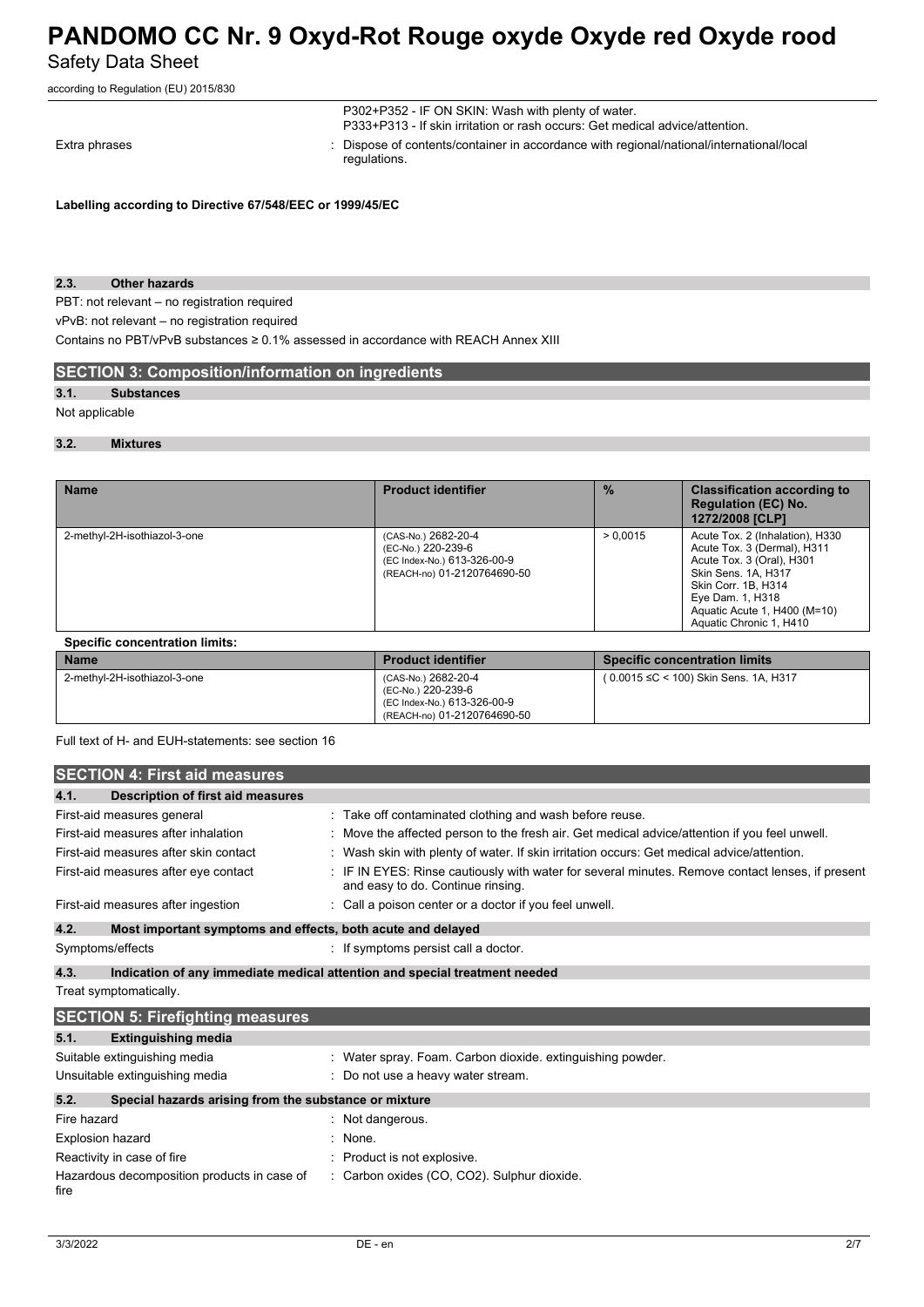P302+P352 - IF ON SKIN: Wash with plenty of water.
P333+P313 - If skin irritation or rash occurs: Get medical advice/attention.

Extra phrases : Dispose of contents/container in accordance with regional/national/international/local regulations.

**Labelling according to Directive 67/548/EEC or 1999/45/EC**

### 2.3. Other hazards

PBT: not relevant – no registration required

vPvB: not relevant – no registration required

Contains no PBT/vPvB substances ≥ 0.1% assessed in accordance with REACH Annex XIII

## SECTION 3: Composition/information on ingredients

### 3.1. Substances

Not applicable

### 3.2. Mixtures

| Name | Product identifier | % | Classification according to Regulation (EC) No. 1272/2008 [CLP] |
|---|---|---|---|
| 2-methyl-2H-isothiazol-3-one | (CAS-No.) 2682-20-4<br>(EC-No.) 220-239-6<br>(EC Index-No.) 613-326-00-9<br>(REACH-no) 01-2120764690-50 | > 0,0015 | Acute Tox. 2 (Inhalation), H330<br>Acute Tox. 3 (Dermal), H311<br>Acute Tox. 3 (Oral), H301<br>Skin Sens. 1A, H317<br>Skin Corr. 1B, H314<br>Eye Dam. 1, H318<br>Aquatic Acute 1, H400 (M=10)<br>Aquatic Chronic 1, H410 |

**Specific concentration limits:**

| Name | Product identifier | Specific concentration limits |
|---|---|---|
| 2-methyl-2H-isothiazol-3-one | (CAS-No.) 2682-20-4<br>(EC-No.) 220-239-6<br>(EC Index-No.) 613-326-00-9<br>(REACH-no) 01-2120764690-50 | ( 0.0015 ≤C < 100) Skin Sens. 1A, H317 |

Full text of H- and EUH-statements: see section 16

## SECTION 4: First aid measures

### 4.1. Description of first aid measures

First-aid measures general : Take off contaminated clothing and wash before reuse.

First-aid measures after inhalation : Move the affected person to the fresh air. Get medical advice/attention if you feel unwell.

First-aid measures after skin contact : Wash skin with plenty of water. If skin irritation occurs: Get medical advice/attention.

First-aid measures after eye contact : IF IN EYES: Rinse cautiously with water for several minutes. Remove contact lenses, if present and easy to do. Continue rinsing.

First-aid measures after ingestion : Call a poison center or a doctor if you feel unwell.

### 4.2. Most important symptoms and effects, both acute and delayed

Symptoms/effects : If symptoms persist call a doctor.

### 4.3. Indication of any immediate medical attention and special treatment needed

Treat symptomatically.

## SECTION 5: Firefighting measures

### 5.1. Extinguishing media

Suitable extinguishing media : Water spray. Foam. Carbon dioxide. extinguishing powder.

Unsuitable extinguishing media : Do not use a heavy water stream.

### 5.2. Special hazards arising from the substance or mixture

Fire hazard : Not dangerous.

Explosion hazard : None.

Reactivity in case of fire : Product is not explosive.

Hazardous decomposition products in case of fire : Carbon oxides (CO, $CO_2$). Sulphur dioxide.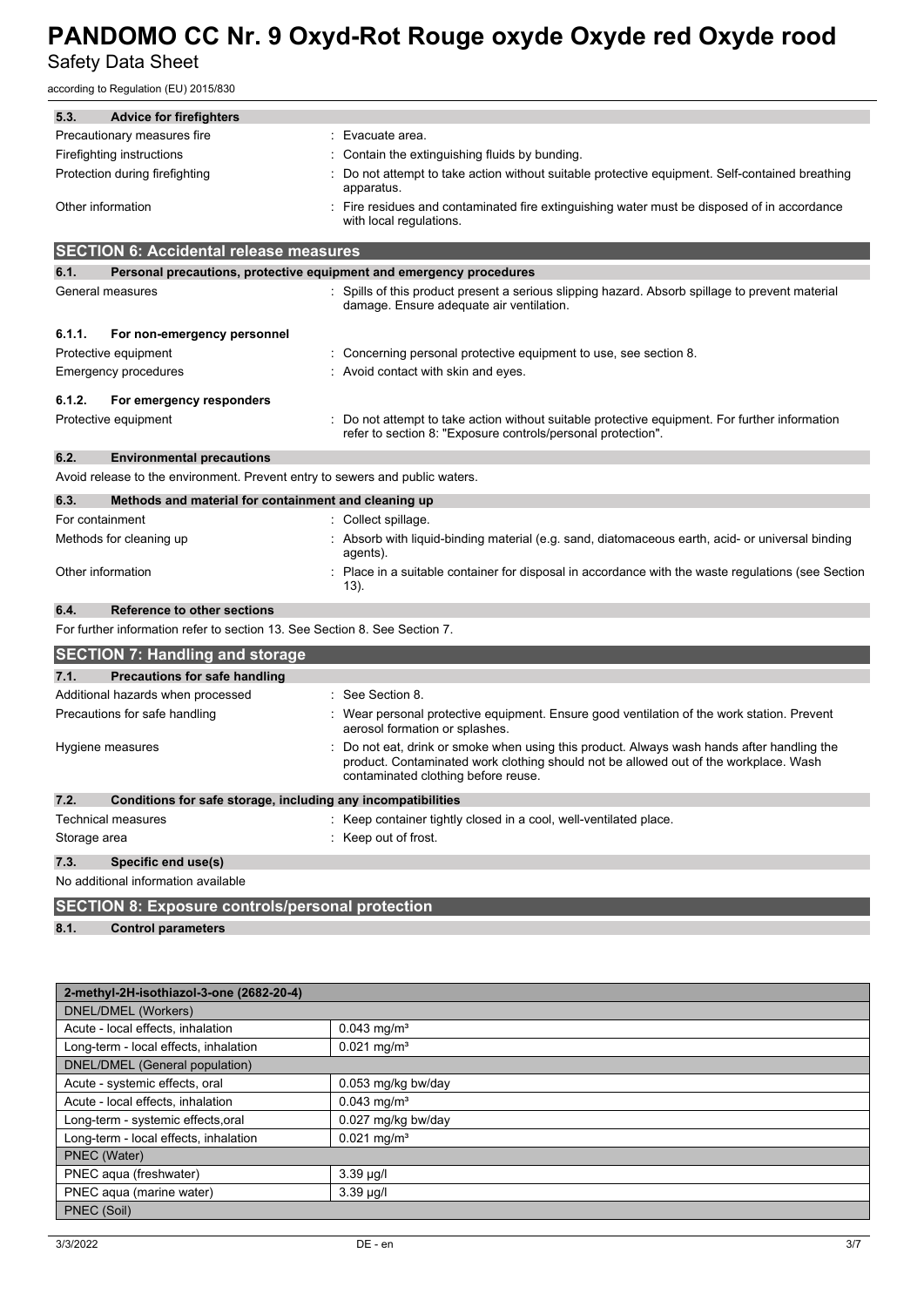### 5.3. Advice for firefighters

| | |
|---|---|
| Precautionary measures fire | : Evacuate area. |
| Firefighting instructions | : Contain the extinguishing fluids by bunding. |
| Protection during firefighting | : Do not attempt to take action without suitable protective equipment. Self-contained breathing apparatus. |
| Other information | : Fire residues and contaminated fire extinguishing water must be disposed of in accordance with local regulations. |

## SECTION 6: Accidental release measures

### 6.1. Personal precautions, protective equipment and emergency procedures

| | |
|---|---|
| General measures | : Spills of this product present a serious slipping hazard. Absorb spillage to prevent material damage. Ensure adequate air ventilation. |

#### 6.1.1. For non-emergency personnel

| | |
|---|---|
| Protective equipment | : Concerning personal protective equipment to use, see section 8. |
| Emergency procedures | : Avoid contact with skin and eyes. |

#### 6.1.2. For emergency responders

| | |
|---|---|
| Protective equipment | : Do not attempt to take action without suitable protective equipment. For further information refer to section 8: "Exposure controls/personal protection". |

### 6.2. Environmental precautions

Avoid release to the environment. Prevent entry to sewers and public waters.

### 6.3. Methods and material for containment and cleaning up

| | |
|---|---|
| For containment | : Collect spillage. |
| Methods for cleaning up | : Absorb with liquid-binding material (e.g. sand, diatomaceous earth, acid- or universal binding agents). |
| Other information | : Place in a suitable container for disposal in accordance with the waste regulations (see Section 13). |

### 6.4. Reference to other sections

For further information refer to section 13. See Section 8. See Section 7.

## SECTION 7: Handling and storage

### 7.1. Precautions for safe handling

| | |
|---|---|
| Additional hazards when processed | : See Section 8. |
| Precautions for safe handling | : Wear personal protective equipment. Ensure good ventilation of the work station. Prevent aerosol formation or splashes. |
| Hygiene measures | : Do not eat, drink or smoke when using this product. Always wash hands after handling the product. Contaminated work clothing should not be allowed out of the workplace. Wash contaminated clothing before reuse. |

### 7.2. Conditions for safe storage, including any incompatibilities

| | |
|---|---|
| Technical measures | : Keep container tightly closed in a cool, well-ventilated place. |
| Storage area | : Keep out of frost. |

### 7.3. Specific end use(s)

No additional information available

## SECTION 8: Exposure controls/personal protection

### 8.1. Control parameters

| 2-methyl-2H-isothiazol-3-one (2682-20-4) | |
|---|---|
| DNEL/DMEL (Workers) | |
| Acute - local effects, inhalation | 0.043 mg/m³ |
| Long-term - local effects, inhalation | 0.021 mg/m³ |
| DNEL/DMEL (General population) | |
| Acute - systemic effects, oral | 0.053 mg/kg bw/day |
| Acute - local effects, inhalation | 0.043 mg/m³ |
| Long-term - systemic effects,oral | 0.027 mg/kg bw/day |
| Long-term - local effects, inhalation | 0.021 mg/m³ |
| PNEC (Water) | |
| PNEC aqua (freshwater) | 3.39 µg/l |
| PNEC aqua (marine water) | 3.39 µg/l |
| PNEC (Soil) | |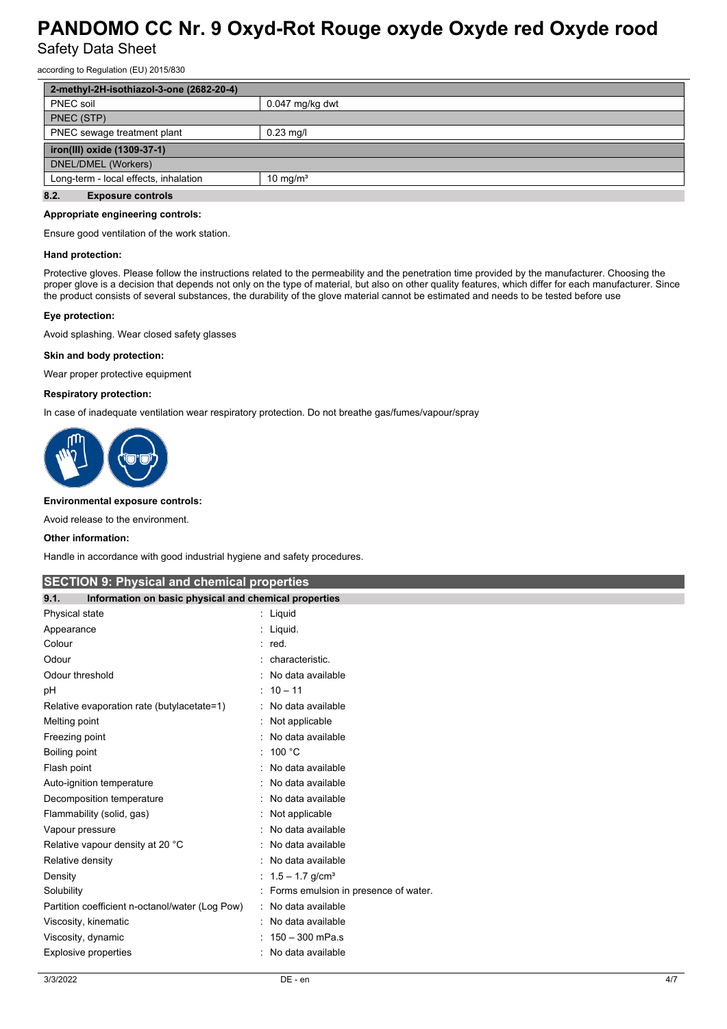| 2-methyl-2H-isothiazol-3-one (2682-20-4) | |
|---|---|
| PNEC soil | 0.047 mg/kg dwt |
| PNEC (STP) | |
| PNEC sewage treatment plant | 0.23 mg/l |
| **iron(III) oxide (1309-37-1)** | |
| DNEL/DMEL (Workers) | |
| Long-term - local effects, inhalation | 10 mg/m³ |

### 8.2. Exposure controls

**Appropriate engineering controls:**

Ensure good ventilation of the work station.

**Hand protection:**

Protective gloves. Please follow the instructions related to the permeability and the penetration time provided by the manufacturer. Choosing the proper glove is a decision that depends not only on the type of material, but also on other quality features, which differ for each manufacturer. Since the product consists of several substances, the durability of the glove material cannot be estimated and needs to be tested before use

**Eye protection:**

Avoid splashing. Wear closed safety glasses

**Skin and body protection:**

Wear proper protective equipment

**Respiratory protection:**

In case of inadequate ventilation wear respiratory protection. Do not breathe gas/fumes/vapour/spray

**Environmental exposure controls:**

Avoid release to the environment.

**Other information:**

Handle in accordance with good industrial hygiene and safety procedures.

## SECTION 9: Physical and chemical properties

### 9.1. Information on basic physical and chemical properties

| Property | Value |
|---|---|
| Physical state | Liquid |
| Appearance | Liquid. |
| Colour | red. |
| Odour | characteristic. |
| Odour threshold | No data available |
| pH | 10 – 11 |
| Relative evaporation rate (butylacetate=1) | No data available |
| Melting point | Not applicable |
| Freezing point | No data available |
| Boiling point | 100 °C |
| Flash point | No data available |
| Auto-ignition temperature | No data available |
| Decomposition temperature | No data available |
| Flammability (solid, gas) | Not applicable |
| Vapour pressure | No data available |
| Relative vapour density at 20 °C | No data available |
| Relative density | No data available |
| Density | 1.5 – 1.7 g/cm³ |
| Solubility | Forms emulsion in presence of water. |
| Partition coefficient n-octanol/water (Log Pow) | No data available |
| Viscosity, kinematic | No data available |
| Viscosity, dynamic | 150 – 300 mPa.s |
| Explosive properties | No data available |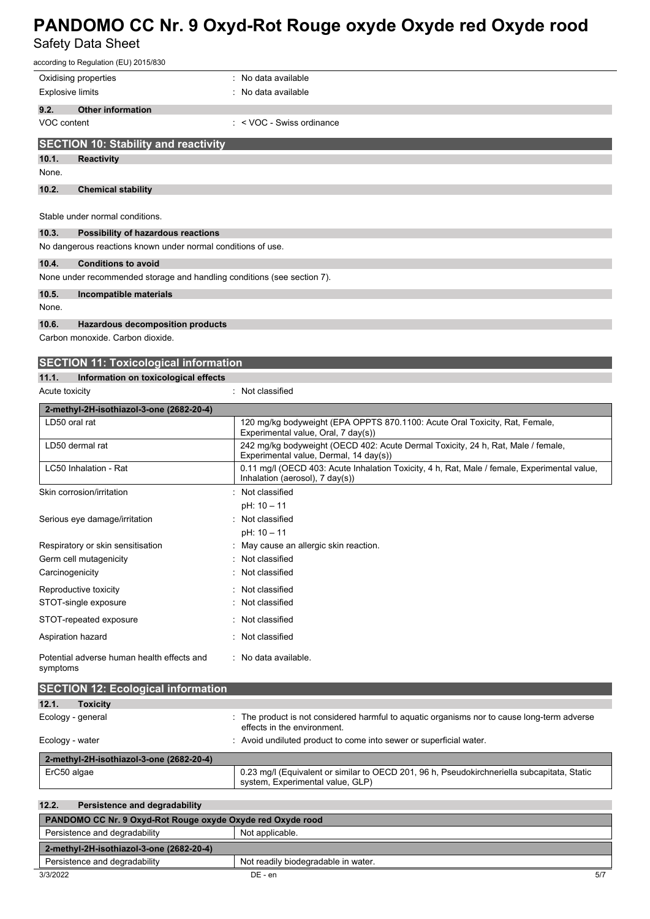| | |
|---|---|
| Oxidising properties | : No data available |
| Explosive limits | : No data available |

### 9.2. Other information

| | |
|---|---|
| VOC content | : < VOC - Swiss ordinance |

## SECTION 10: Stability and reactivity

### 10.1. Reactivity

None.

### 10.2. Chemical stability

Stable under normal conditions.

### 10.3. Possibility of hazardous reactions

No dangerous reactions known under normal conditions of use.

### 10.4. Conditions to avoid

None under recommended storage and handling conditions (see section 7).

### 10.5. Incompatible materials

None.

### 10.6. Hazardous decomposition products

Carbon monoxide. Carbon dioxide.

## SECTION 11: Toxicological information

### 11.1. Information on toxicological effects

| | |
|---|---|
| Acute toxicity | : Not classified |

| 2-methyl-2H-isothiazol-3-one (2682-20-4) | |
|---|---|
| LD50 oral rat | 120 mg/kg bodyweight (EPA OPPTS 870.1100: Acute Oral Toxicity, Rat, Female, Experimental value, Oral, 7 day(s)) |
| LD50 dermal rat | 242 mg/kg bodyweight (OECD 402: Acute Dermal Toxicity, 24 h, Rat, Male / female, Experimental value, Dermal, 14 day(s)) |
| LC50 Inhalation - Rat | 0.11 mg/l (OECD 403: Acute Inhalation Toxicity, 4 h, Rat, Male / female, Experimental value, Inhalation (aerosol), 7 day(s)) |

| | |
|---|---|
| Skin corrosion/irritation | : Not classified<br>pH: 10 – 11 |
| Serious eye damage/irritation | : Not classified<br>pH: 10 – 11 |
| Respiratory or skin sensitisation | : May cause an allergic skin reaction. |
| Germ cell mutagenicity | : Not classified |
| Carcinogenicity | : Not classified |
| Reproductive toxicity | : Not classified |
| STOT-single exposure | : Not classified |
| STOT-repeated exposure | : Not classified |
| Aspiration hazard | : Not classified |
| Potential adverse human health effects and symptoms | : No data available. |

## SECTION 12: Ecological information

### 12.1. Toxicity

| | |
|---|---|
| Ecology - general | : The product is not considered harmful to aquatic organisms nor to cause long-term adverse effects in the environment. |
| Ecology - water | : Avoid undiluted product to come into sewer or superficial water. |

| 2-methyl-2H-isothiazol-3-one (2682-20-4) | |
|---|---|
| ErC50 algae | 0.23 mg/l (Equivalent or similar to OECD 201, 96 h, Pseudokirchneriella subcapitata, Static system, Experimental value, GLP) |

### 12.2. Persistence and degradability

| PANDOMO CC Nr. 9 Oxyd-Rot Rouge oxyde Oxyde red Oxyde rood | |
|---|---|
| Persistence and degradability | Not applicable. |
| **2-methyl-2H-isothiazol-3-one (2682-20-4)** | |
| Persistence and degradability | Not readily biodegradable in water. |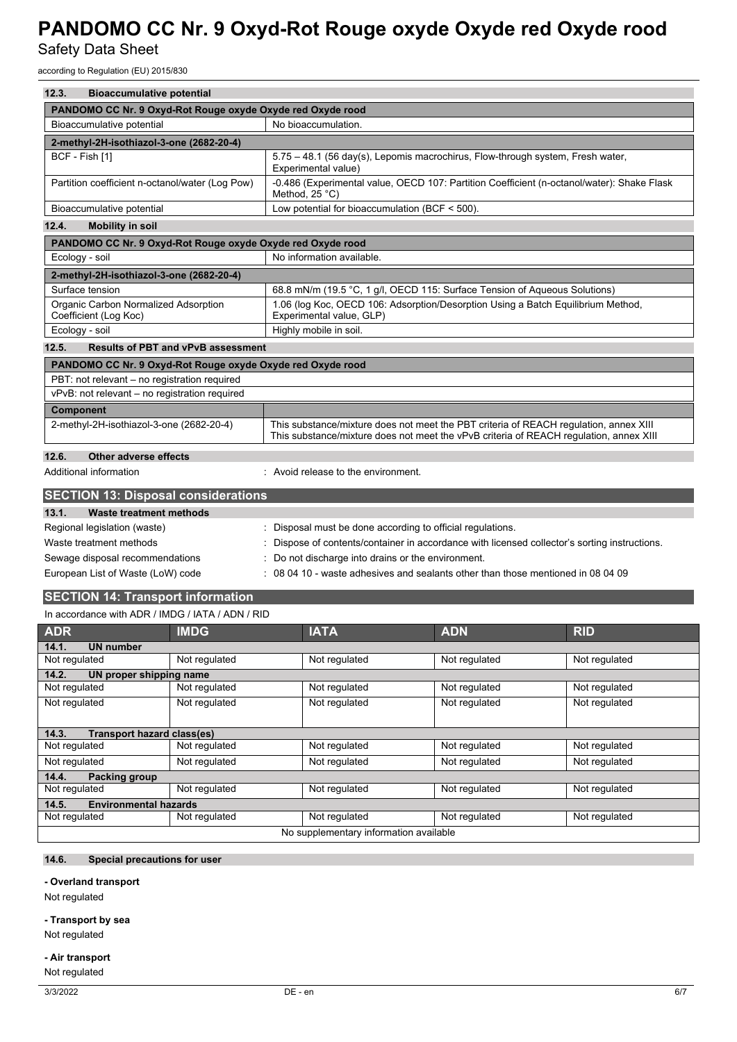### 12.3. Bioaccumulative potential

| PANDOMO CC Nr. 9 Oxyd-Rot Rouge oxyde Oxyde red Oxyde rood | |
|---|---|
| Bioaccumulative potential | No bioaccumulation. |
| **2-methyl-2H-isothiazol-3-one (2682-20-4)** | |
| BCF - Fish [1] | 5.75 – 48.1 (56 day(s), Lepomis macrochirus, Flow-through system, Fresh water, Experimental value) |
| Partition coefficient n-octanol/water (Log Pow) | -0.486 (Experimental value, OECD 107: Partition Coefficient (n-octanol/water): Shake Flask Method, 25 °C) |
| Bioaccumulative potential | Low potential for bioaccumulation (BCF < 500). |

### 12.4. Mobility in soil

| PANDOMO CC Nr. 9 Oxyd-Rot Rouge oxyde Oxyde red Oxyde rood | |
|---|---|
| Ecology - soil | No information available. |
| **2-methyl-2H-isothiazol-3-one (2682-20-4)** | |
| Surface tension | 68.8 mN/m (19.5 °C, 1 g/l, OECD 115: Surface Tension of Aqueous Solutions) |
| Organic Carbon Normalized Adsorption Coefficient (Log Koc) | 1.06 (log Koc, OECD 106: Adsorption/Desorption Using a Batch Equilibrium Method, Experimental value, GLP) |
| Ecology - soil | Highly mobile in soil. |

### 12.5. Results of PBT and vPvB assessment

| PANDOMO CC Nr. 9 Oxyd-Rot Rouge oxyde Oxyde red Oxyde rood | |
|---|---|
| PBT: not relevant – no registration required | |
| vPvB: not relevant – no registration required | |
| **Component** | |
| 2-methyl-2H-isothiazol-3-one (2682-20-4) | This substance/mixture does not meet the PBT criteria of REACH regulation, annex XIII<br>This substance/mixture does not meet the vPvB criteria of REACH regulation, annex XIII |

### 12.6. Other adverse effects

Additional information : Avoid release to the environment.

## SECTION 13: Disposal considerations

### 13.1. Waste treatment methods

Regional legislation (waste) : Disposal must be done according to official regulations.

Waste treatment methods : Dispose of contents/container in accordance with licensed collector's sorting instructions.

Sewage disposal recommendations : Do not discharge into drains or the environment.

European List of Waste (LoW) code : 08 04 10 - waste adhesives and sealants other than those mentioned in 08 04 09

## SECTION 14: Transport information

In accordance with ADR / IMDG / IATA / ADN / RID

| ADR | IMDG | IATA | ADN | RID |
|---|---|---|---|---|
| **14.1. UN number** | | | | |
| Not regulated | Not regulated | Not regulated | Not regulated | Not regulated |
| **14.2. UN proper shipping name** | | | | |
| Not regulated | Not regulated | Not regulated | Not regulated | Not regulated |
| Not regulated | Not regulated | Not regulated | Not regulated | Not regulated |
| **14.3. Transport hazard class(es)** | | | | |
| Not regulated | Not regulated | Not regulated | Not regulated | Not regulated |
| Not regulated | Not regulated | Not regulated | Not regulated | Not regulated |
| **14.4. Packing group** | | | | |
| Not regulated | Not regulated | Not regulated | Not regulated | Not regulated |
| **14.5. Environmental hazards** | | | | |
| Not regulated | Not regulated | Not regulated | Not regulated | Not regulated |
| No supplementary information available | | | | |

### 14.6. Special precautions for user

**- Overland transport**

Not regulated

**- Transport by sea**

Not regulated

**- Air transport**

Not regulated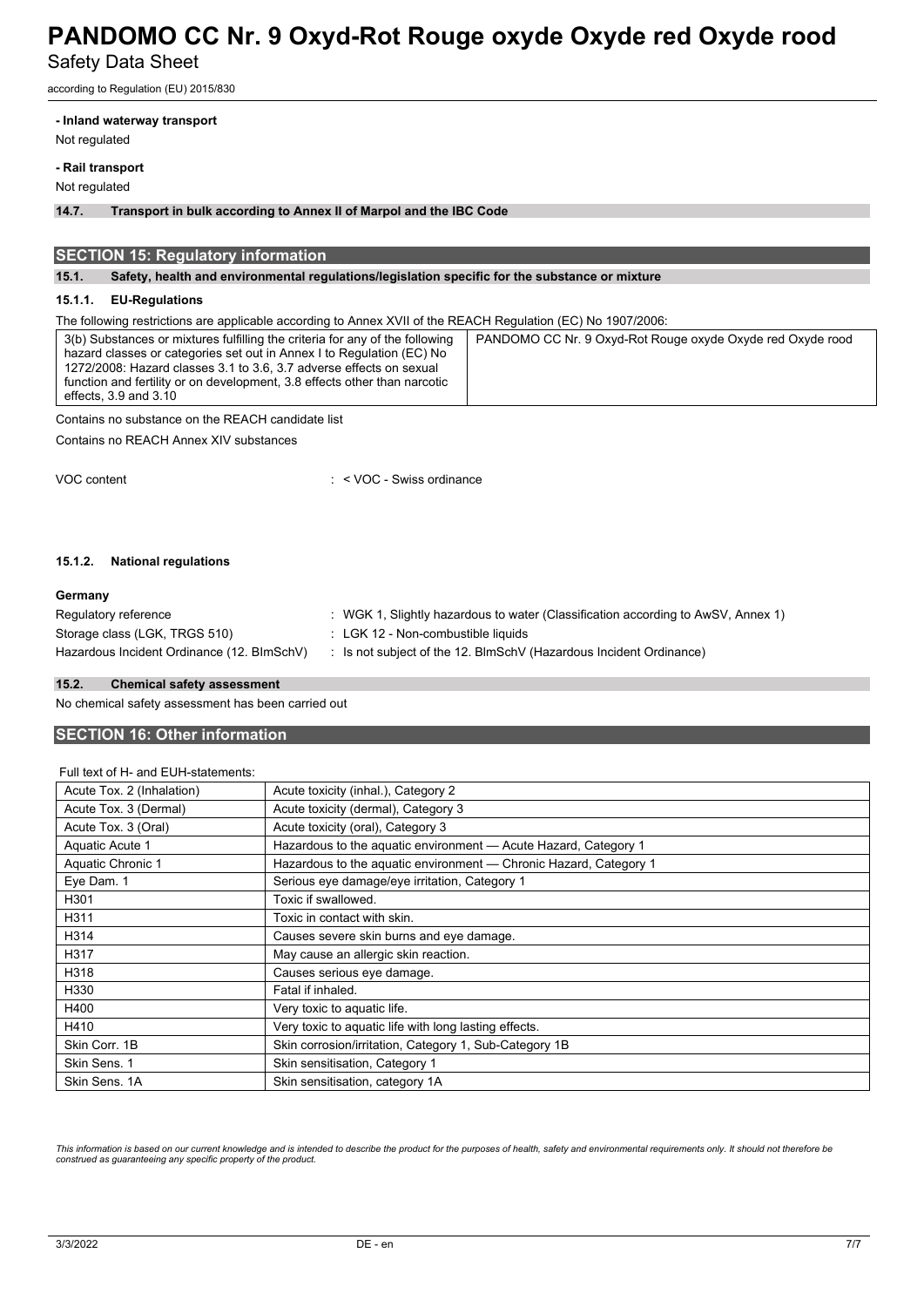**- Inland waterway transport**

Not regulated

**- Rail transport**

Not regulated

**14.7. Transport in bulk according to Annex II of Marpol and the IBC Code**

## SECTION 15: Regulatory information

### 15.1. Safety, health and environmental regulations/legislation specific for the substance or mixture

#### 15.1.1. EU-Regulations

The following restrictions are applicable according to Annex XVII of the REACH Regulation (EC) No 1907/2006:

| | |
|---|---|
| 3(b) Substances or mixtures fulfilling the criteria for any of the following hazard classes or categories set out in Annex I to Regulation (EC) No 1272/2008: Hazard classes 3.1 to 3.6, 3.7 adverse effects on sexual function and fertility or on development, 3.8 effects other than narcotic effects, 3.9 and 3.10 | PANDOMO CC Nr. 9 Oxyd-Rot Rouge oxyde Oxyde red Oxyde rood |

Contains no substance on the REACH candidate list

Contains no REACH Annex XIV substances

VOC content : < VOC - Swiss ordinance

#### 15.1.2. National regulations

**Germany**

Regulatory reference : WGK 1, Slightly hazardous to water (Classification according to AwSV, Annex 1)

Storage class (LGK, TRGS 510) : LGK 12 - Non-combustible liquids

Hazardous Incident Ordinance (12. BImSchV) : Is not subject of the 12. BlmSchV (Hazardous Incident Ordinance)

### 15.2. Chemical safety assessment

No chemical safety assessment has been carried out

## SECTION 16: Other information

Full text of H- and EUH-statements:

| | |
|---|---|
| Acute Tox. 2 (Inhalation) | Acute toxicity (inhal.), Category 2 |
| Acute Tox. 3 (Dermal) | Acute toxicity (dermal), Category 3 |
| Acute Tox. 3 (Oral) | Acute toxicity (oral), Category 3 |
| Aquatic Acute 1 | Hazardous to the aquatic environment — Acute Hazard, Category 1 |
| Aquatic Chronic 1 | Hazardous to the aquatic environment — Chronic Hazard, Category 1 |
| Eye Dam. 1 | Serious eye damage/eye irritation, Category 1 |
| H301 | Toxic if swallowed. |
| H311 | Toxic in contact with skin. |
| H314 | Causes severe skin burns and eye damage. |
| H317 | May cause an allergic skin reaction. |
| H318 | Causes serious eye damage. |
| H330 | Fatal if inhaled. |
| H400 | Very toxic to aquatic life. |
| H410 | Very toxic to aquatic life with long lasting effects. |
| Skin Corr. 1B | Skin corrosion/irritation, Category 1, Sub-Category 1B |
| Skin Sens. 1 | Skin sensitisation, Category 1 |
| Skin Sens. 1A | Skin sensitisation, category 1A |

*This information is based on our current knowledge and is intended to describe the product for the purposes of health, safety and environmental requirements only. It should not therefore be construed as guaranteeing any specific property of the product.*